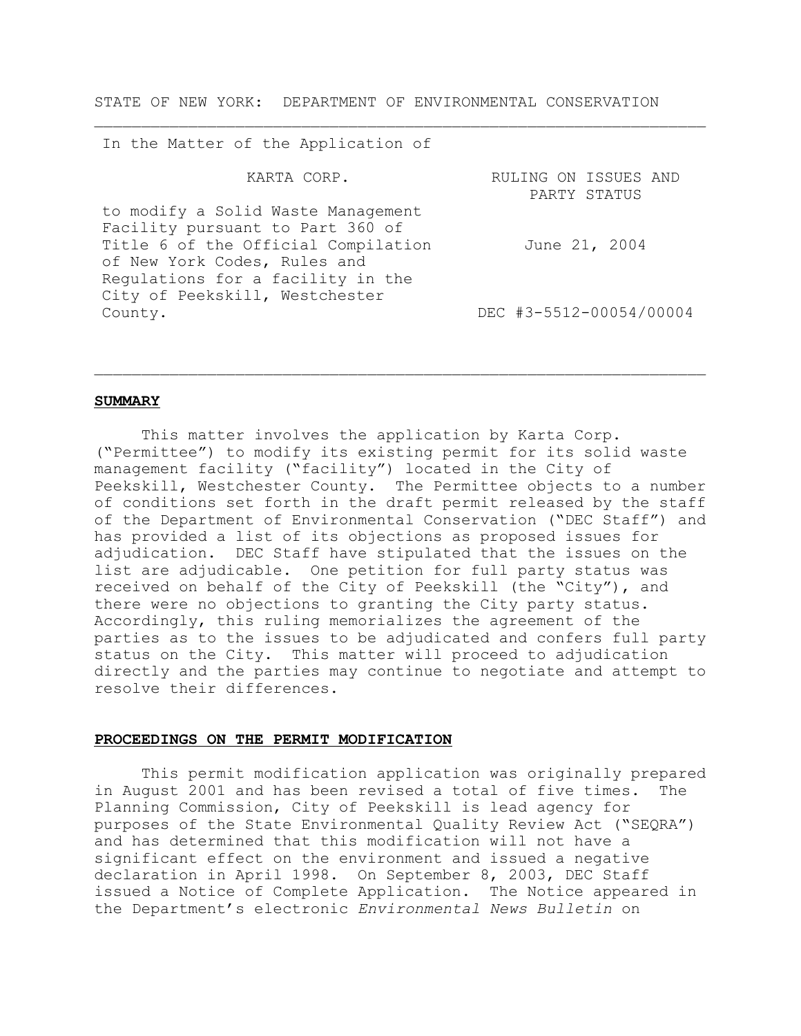STATE OF NEW YORK: DEPARTMENT OF ENVIRONMENTAL CONSERVATION

---

| In the Matter of the Application of | |
| --- | --- |
| KARTA CORP. | RULING ON ISSUES AND PARTY STATUS |
| to modify a Solid Waste Management Facility pursuant to Part 360 of Title 6 of the Official Compilation of New York Codes, Rules and Regulations for a facility in the City of Peekskill, Westchester County. | June 21, 2004 |
| | DEC #3-5512-00054/00004 |

---

## **SUMMARY**

This matter involves the application by Karta Corp. ("Permittee") to modify its existing permit for its solid waste management facility ("facility") located in the City of Peekskill, Westchester County. The Permittee objects to a number of conditions set forth in the draft permit released by the staff of the Department of Environmental Conservation ("DEC Staff") and has provided a list of its objections as proposed issues for adjudication. DEC Staff have stipulated that the issues on the list are adjudicable. One petition for full party status was received on behalf of the City of Peekskill (the "City"), and there were no objections to granting the City party status. Accordingly, this ruling memorializes the agreement of the parties as to the issues to be adjudicated and confers full party status on the City. This matter will proceed to adjudication directly and the parties may continue to negotiate and attempt to resolve their differences.

## **PROCEEDINGS ON THE PERMIT MODIFICATION**

This permit modification application was originally prepared in August 2001 and has been revised a total of five times. The Planning Commission, City of Peekskill is lead agency for purposes of the State Environmental Quality Review Act ("SEQRA") and has determined that this modification will not have a significant effect on the environment and issued a negative declaration in April 1998. On September 8, 2003, DEC Staff issued a Notice of Complete Application. The Notice appeared in the Department's electronic *Environmental News Bulletin* on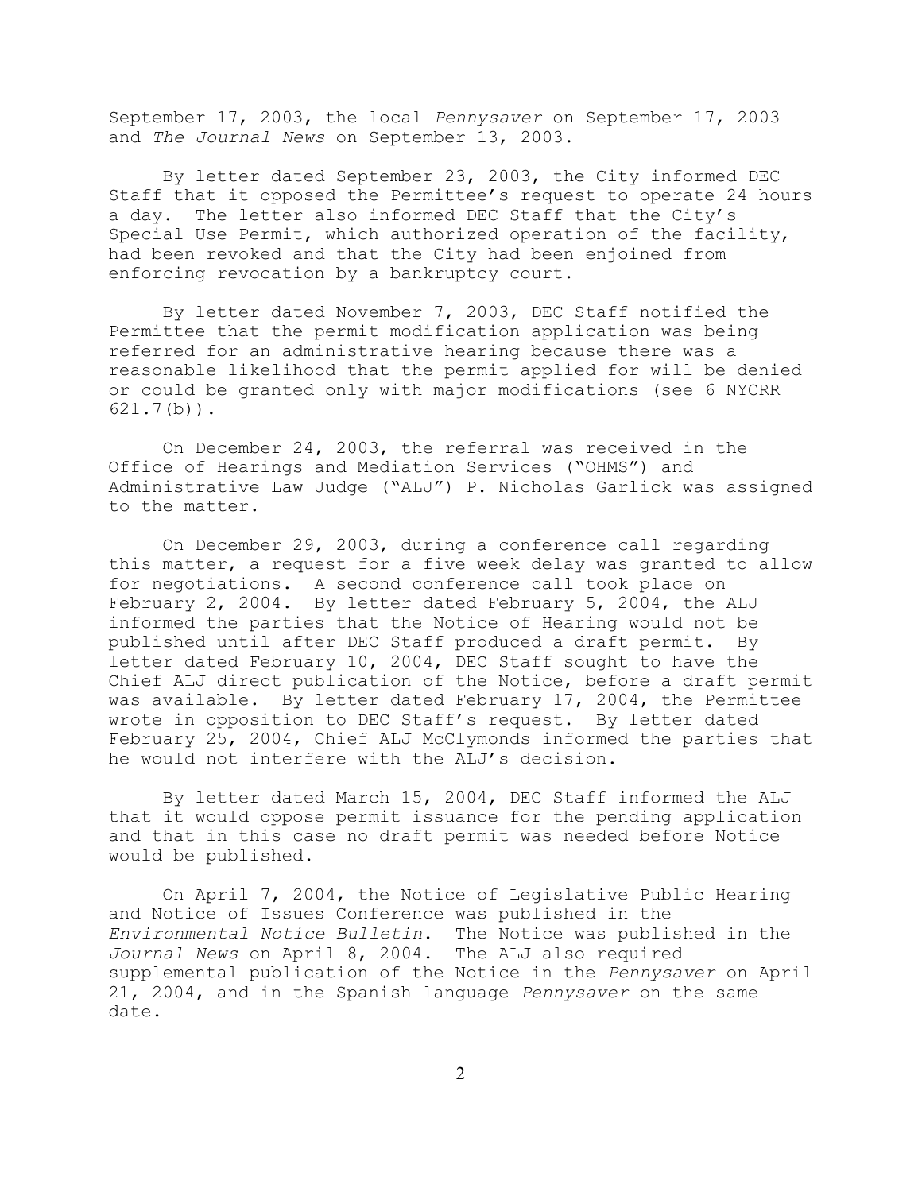September 17, 2003, the local *Pennysaver* on September 17, 2003 and *The Journal News* on September 13, 2003.

By letter dated September 23, 2003, the City informed DEC Staff that it opposed the Permittee's request to operate 24 hours a day. The letter also informed DEC Staff that the City's Special Use Permit, which authorized operation of the facility, had been revoked and that the City had been enjoined from enforcing revocation by a bankruptcy court.

By letter dated November 7, 2003, DEC Staff notified the Permittee that the permit modification application was being referred for an administrative hearing because there was a reasonable likelihood that the permit applied for will be denied or could be granted only with major modifications (see 6 NYCRR 621.7(b)).

On December 24, 2003, the referral was received in the Office of Hearings and Mediation Services ("OHMS") and Administrative Law Judge ("ALJ") P. Nicholas Garlick was assigned to the matter.

On December 29, 2003, during a conference call regarding this matter, a request for a five week delay was granted to allow for negotiations. A second conference call took place on February 2, 2004. By letter dated February 5, 2004, the ALJ informed the parties that the Notice of Hearing would not be published until after DEC Staff produced a draft permit. By letter dated February 10, 2004, DEC Staff sought to have the Chief ALJ direct publication of the Notice, before a draft permit was available. By letter dated February 17, 2004, the Permittee wrote in opposition to DEC Staff's request. By letter dated February 25, 2004, Chief ALJ McClymonds informed the parties that he would not interfere with the ALJ's decision.

By letter dated March 15, 2004, DEC Staff informed the ALJ that it would oppose permit issuance for the pending application and that in this case no draft permit was needed before Notice would be published.

On April 7, 2004, the Notice of Legislative Public Hearing and Notice of Issues Conference was published in the *Environmental Notice Bulletin*. The Notice was published in the *Journal News* on April 8, 2004. The ALJ also required supplemental publication of the Notice in the *Pennysaver* on April 21, 2004, and in the Spanish language *Pennysaver* on the same date.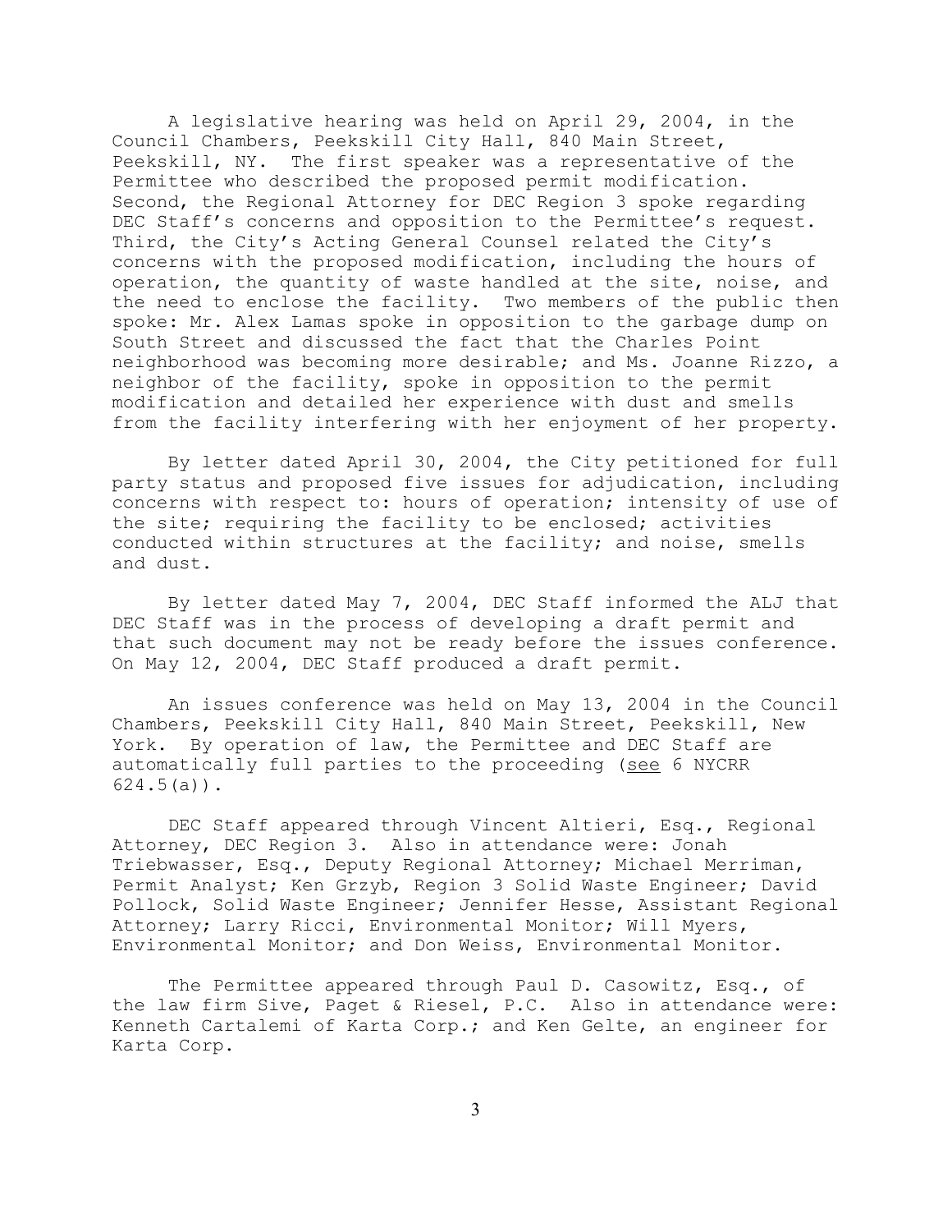A legislative hearing was held on April 29, 2004, in the Council Chambers, Peekskill City Hall, 840 Main Street, Peekskill, NY. The first speaker was a representative of the Permittee who described the proposed permit modification. Second, the Regional Attorney for DEC Region 3 spoke regarding DEC Staff's concerns and opposition to the Permittee's request. Third, the City's Acting General Counsel related the City's concerns with the proposed modification, including the hours of operation, the quantity of waste handled at the site, noise, and the need to enclose the facility. Two members of the public then spoke: Mr. Alex Lamas spoke in opposition to the garbage dump on South Street and discussed the fact that the Charles Point neighborhood was becoming more desirable; and Ms. Joanne Rizzo, a neighbor of the facility, spoke in opposition to the permit modification and detailed her experience with dust and smells from the facility interfering with her enjoyment of her property.

By letter dated April 30, 2004, the City petitioned for full party status and proposed five issues for adjudication, including concerns with respect to: hours of operation; intensity of use of the site; requiring the facility to be enclosed; activities conducted within structures at the facility; and noise, smells and dust.

By letter dated May 7, 2004, DEC Staff informed the ALJ that DEC Staff was in the process of developing a draft permit and that such document may not be ready before the issues conference. On May 12, 2004, DEC Staff produced a draft permit.

An issues conference was held on May 13, 2004 in the Council Chambers, Peekskill City Hall, 840 Main Street, Peekskill, New York. By operation of law, the Permittee and DEC Staff are automatically full parties to the proceeding (see 6 NYCRR 624.5(a)).

DEC Staff appeared through Vincent Altieri, Esq., Regional Attorney, DEC Region 3. Also in attendance were: Jonah Triebwasser, Esq., Deputy Regional Attorney; Michael Merriman, Permit Analyst; Ken Grzyb, Region 3 Solid Waste Engineer; David Pollock, Solid Waste Engineer; Jennifer Hesse, Assistant Regional Attorney; Larry Ricci, Environmental Monitor; Will Myers, Environmental Monitor; and Don Weiss, Environmental Monitor.

The Permittee appeared through Paul D. Casowitz, Esq., of the law firm Sive, Paget & Riesel, P.C. Also in attendance were: Kenneth Cartalemi of Karta Corp.; and Ken Gelte, an engineer for Karta Corp.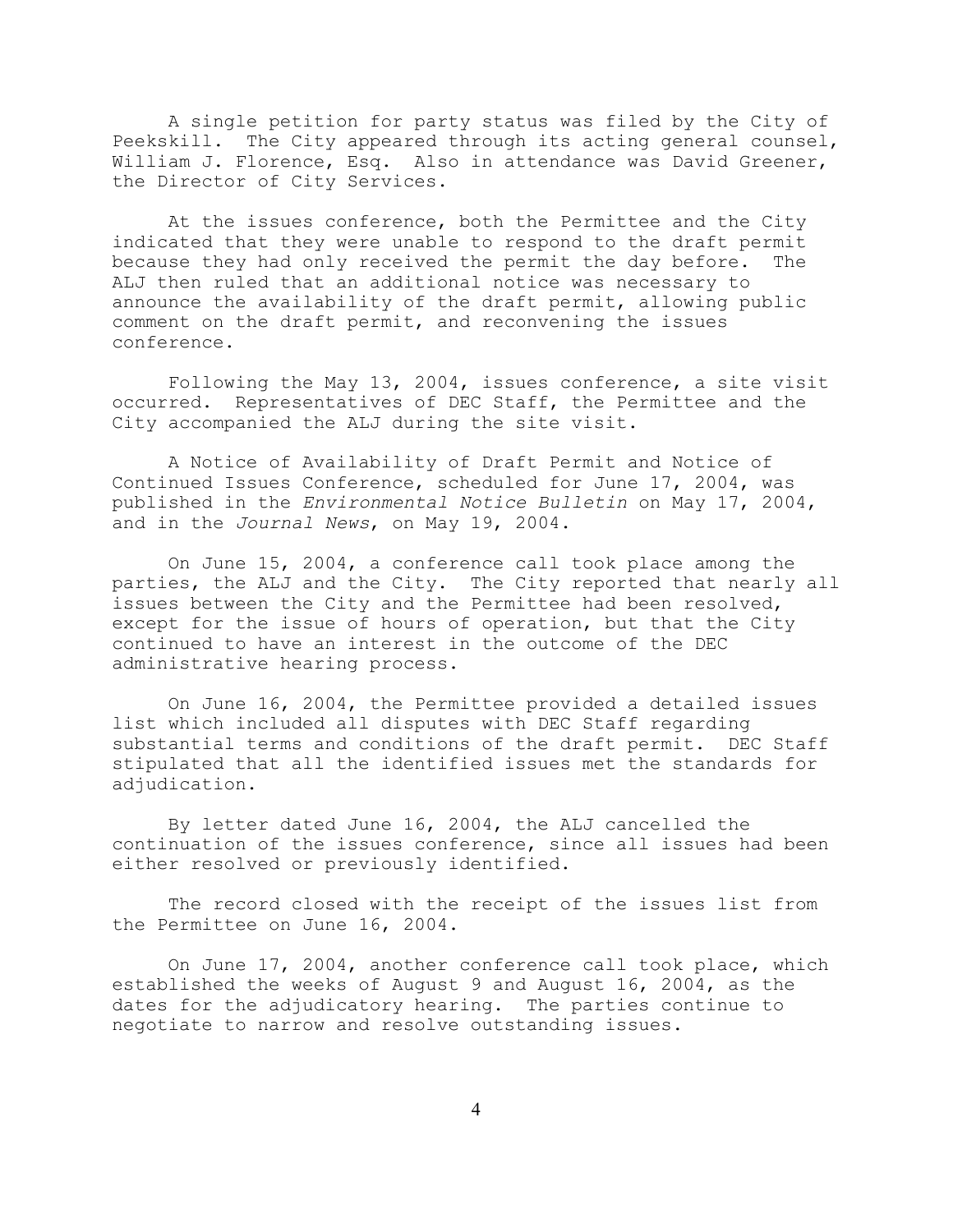A single petition for party status was filed by the City of Peekskill. The City appeared through its acting general counsel, William J. Florence, Esq. Also in attendance was David Greener, the Director of City Services.

At the issues conference, both the Permittee and the City indicated that they were unable to respond to the draft permit because they had only received the permit the day before. The ALJ then ruled that an additional notice was necessary to announce the availability of the draft permit, allowing public comment on the draft permit, and reconvening the issues conference.

Following the May 13, 2004, issues conference, a site visit occurred. Representatives of DEC Staff, the Permittee and the City accompanied the ALJ during the site visit.

A Notice of Availability of Draft Permit and Notice of Continued Issues Conference, scheduled for June 17, 2004, was published in the *Environmental Notice Bulletin* on May 17, 2004, and in the *Journal News*, on May 19, 2004.

On June 15, 2004, a conference call took place among the parties, the ALJ and the City. The City reported that nearly all issues between the City and the Permittee had been resolved, except for the issue of hours of operation, but that the City continued to have an interest in the outcome of the DEC administrative hearing process.

On June 16, 2004, the Permittee provided a detailed issues list which included all disputes with DEC Staff regarding substantial terms and conditions of the draft permit. DEC Staff stipulated that all the identified issues met the standards for adjudication.

By letter dated June 16, 2004, the ALJ cancelled the continuation of the issues conference, since all issues had been either resolved or previously identified.

The record closed with the receipt of the issues list from the Permittee on June 16, 2004.

On June 17, 2004, another conference call took place, which established the weeks of August 9 and August 16, 2004, as the dates for the adjudicatory hearing. The parties continue to negotiate to narrow and resolve outstanding issues.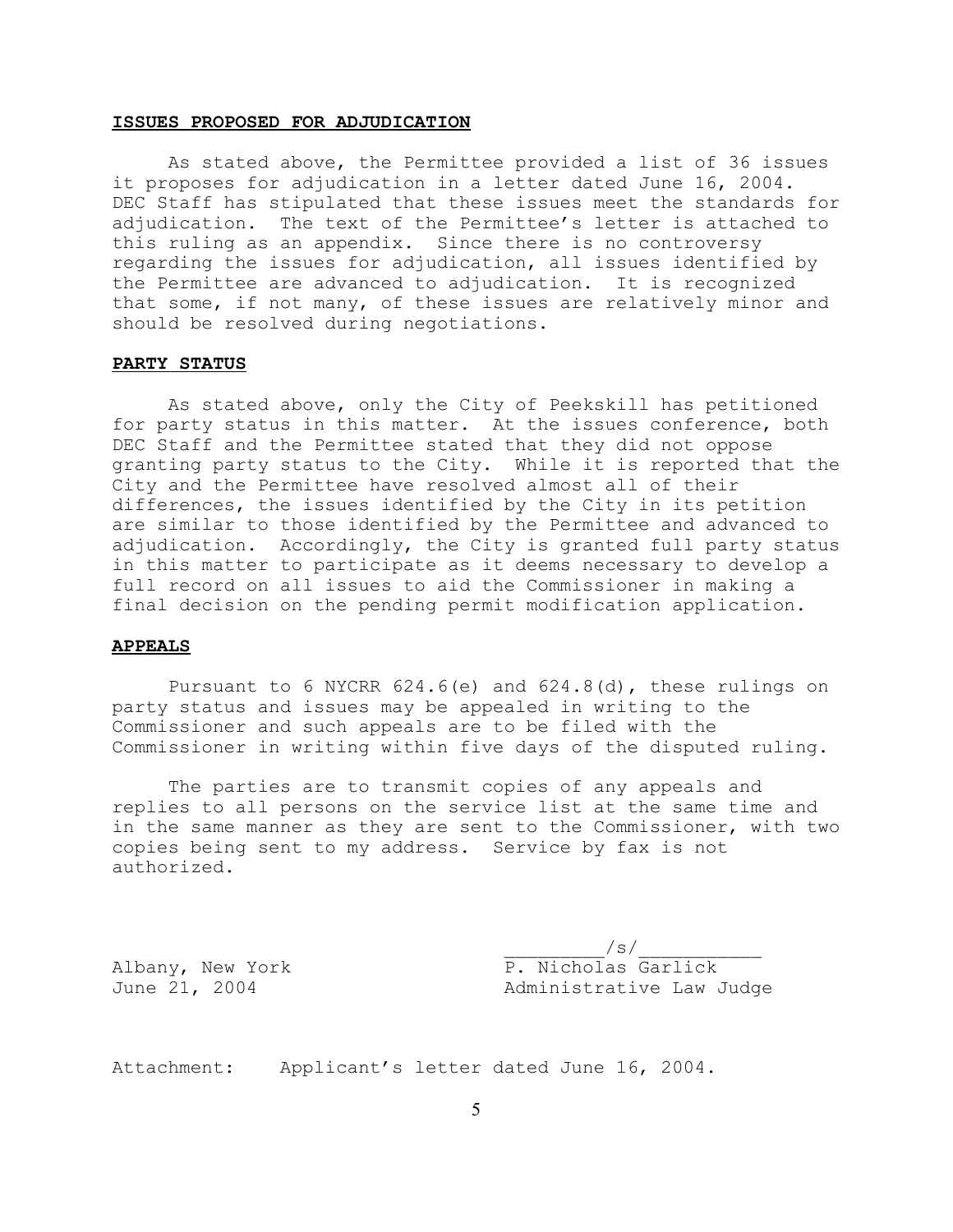## ISSUES PROPOSED FOR ADJUDICATION

As stated above, the Permittee provided a list of 36 issues it proposes for adjudication in a letter dated June 16, 2004. DEC Staff has stipulated that these issues meet the standards for adjudication. The text of the Permittee's letter is attached to this ruling as an appendix. Since there is no controversy regarding the issues for adjudication, all issues identified by the Permittee are advanced to adjudication. It is recognized that some, if not many, of these issues are relatively minor and should be resolved during negotiations.

## PARTY STATUS

As stated above, only the City of Peekskill has petitioned for party status in this matter. At the issues conference, both DEC Staff and the Permittee stated that they did not oppose granting party status to the City. While it is reported that the City and the Permittee have resolved almost all of their differences, the issues identified by the City in its petition are similar to those identified by the Permittee and advanced to adjudication. Accordingly, the City is granted full party status in this matter to participate as it deems necessary to develop a full record on all issues to aid the Commissioner in making a final decision on the pending permit modification application.

## APPEALS

Pursuant to 6 NYCRR 624.6(e) and 624.8(d), these rulings on party status and issues may be appealed in writing to the Commissioner and such appeals are to be filed with the Commissioner in writing within five days of the disputed ruling.

The parties are to transmit copies of any appeals and replies to all persons on the service list at the same time and in the same manner as they are sent to the Commissioner, with two copies being sent to my address. Service by fax is not authorized.

/s/
P. Nicholas Garlick
Administrative Law Judge

Albany, New York
June 21, 2004

Attachment: Applicant's letter dated June 16, 2004.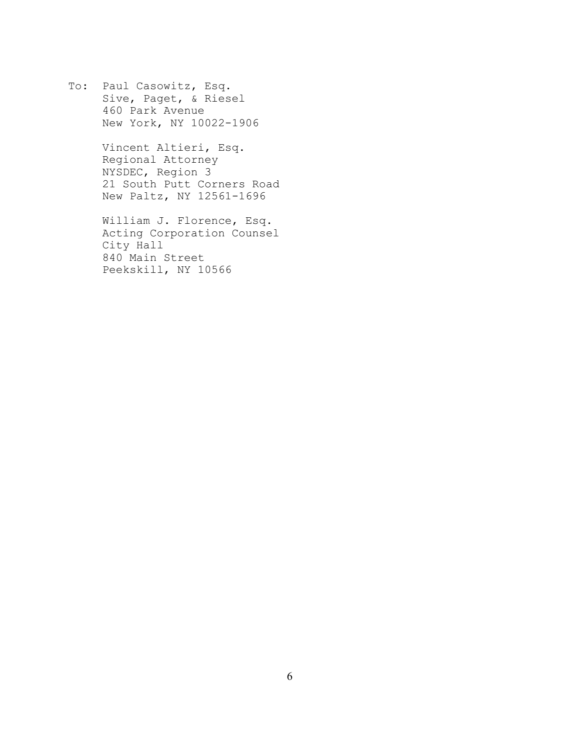To: Paul Casowitz, Esq.
Sive, Paget, & Riesel
460 Park Avenue
New York, NY 10022-1906

Vincent Altieri, Esq.
Regional Attorney
NYSDEC, Region 3
21 South Putt Corners Road
New Paltz, NY 12561-1696

William J. Florence, Esq.
Acting Corporation Counsel
City Hall
840 Main Street
Peekskill, NY 10566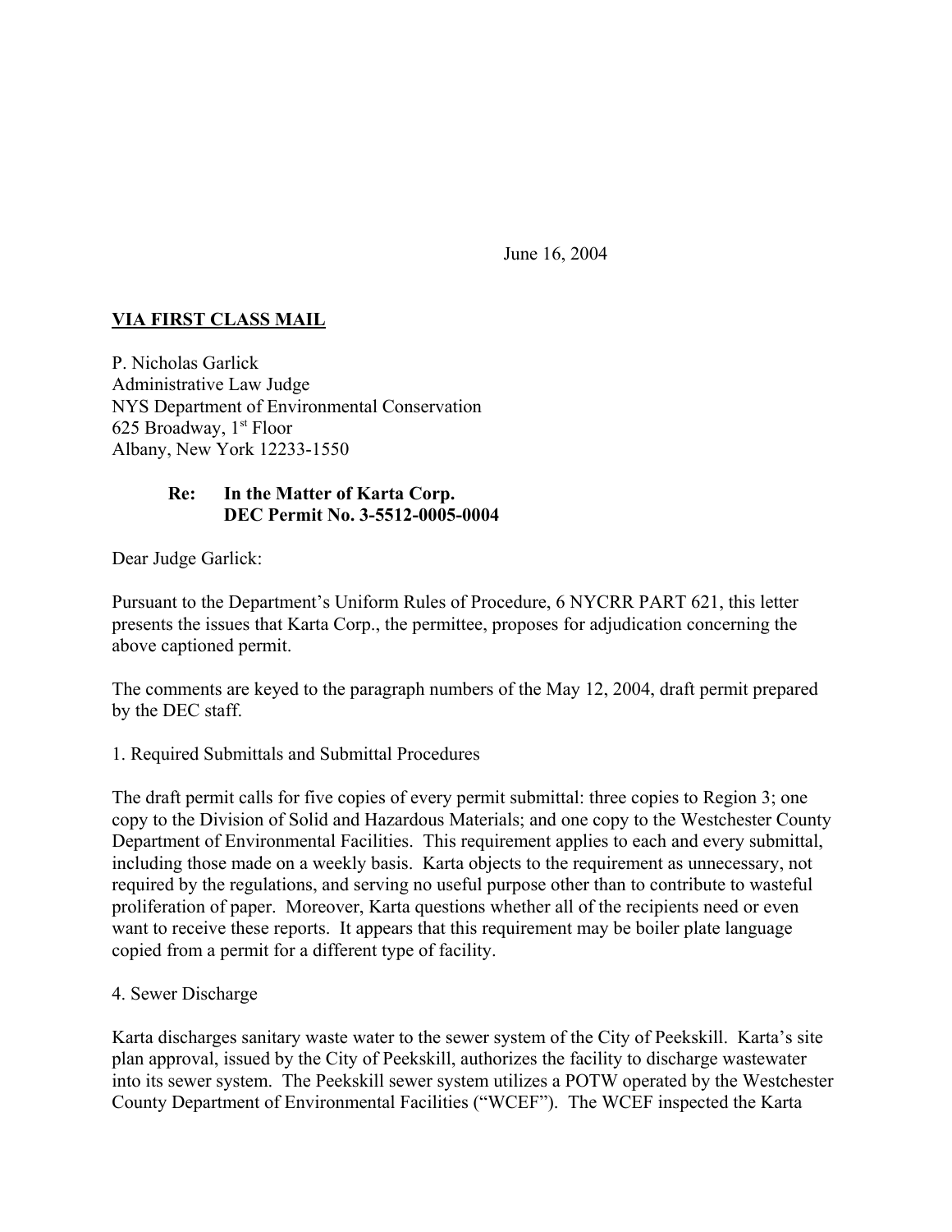June 16, 2004

**VIA FIRST CLASS MAIL**

P. Nicholas Garlick
Administrative Law Judge
NYS Department of Environmental Conservation
625 Broadway, 1st Floor
Albany, New York 12233-1550

**Re: In the Matter of Karta Corp.**
**DEC Permit No. 3-5512-0005-0004**

Dear Judge Garlick:

Pursuant to the Department's Uniform Rules of Procedure, 6 NYCRR PART 621, this letter presents the issues that Karta Corp., the permittee, proposes for adjudication concerning the above captioned permit.

The comments are keyed to the paragraph numbers of the May 12, 2004, draft permit prepared by the DEC staff.

1. Required Submittals and Submittal Procedures

The draft permit calls for five copies of every permit submittal: three copies to Region 3; one copy to the Division of Solid and Hazardous Materials; and one copy to the Westchester County Department of Environmental Facilities. This requirement applies to each and every submittal, including those made on a weekly basis. Karta objects to the requirement as unnecessary, not required by the regulations, and serving no useful purpose other than to contribute to wasteful proliferation of paper. Moreover, Karta questions whether all of the recipients need or even want to receive these reports. It appears that this requirement may be boiler plate language copied from a permit for a different type of facility.

4. Sewer Discharge

Karta discharges sanitary waste water to the sewer system of the City of Peekskill. Karta's site plan approval, issued by the City of Peekskill, authorizes the facility to discharge wastewater into its sewer system. The Peekskill sewer system utilizes a POTW operated by the Westchester County Department of Environmental Facilities ("WCEF"). The WCEF inspected the Karta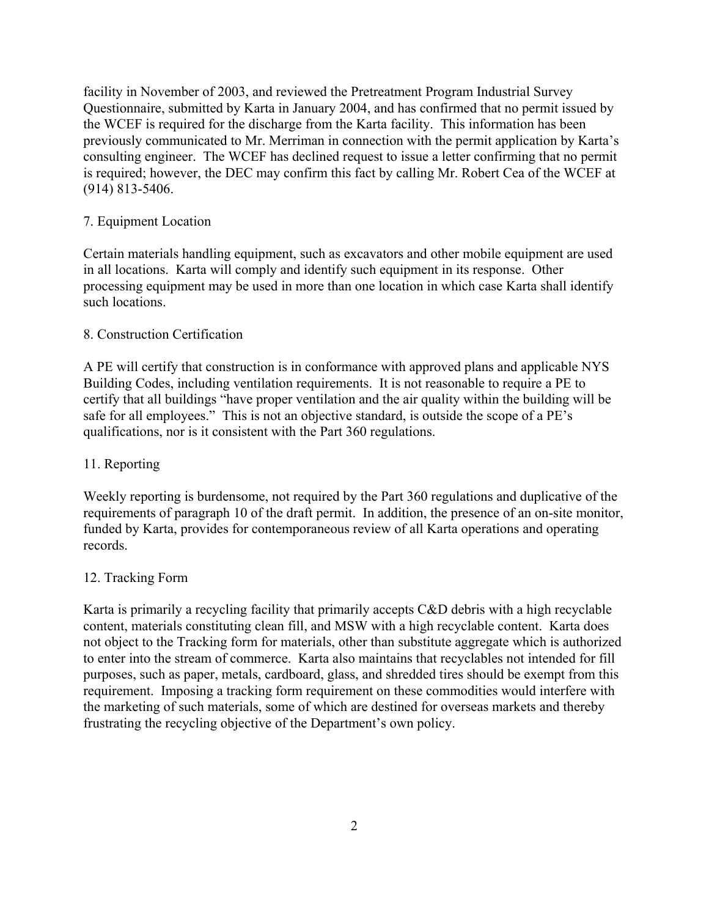facility in November of 2003, and reviewed the Pretreatment Program Industrial Survey Questionnaire, submitted by Karta in January 2004, and has confirmed that no permit issued by the WCEF is required for the discharge from the Karta facility. This information has been previously communicated to Mr. Merriman in connection with the permit application by Karta's consulting engineer. The WCEF has declined request to issue a letter confirming that no permit is required; however, the DEC may confirm this fact by calling Mr. Robert Cea of the WCEF at (914) 813-5406.

7. Equipment Location

Certain materials handling equipment, such as excavators and other mobile equipment are used in all locations. Karta will comply and identify such equipment in its response. Other processing equipment may be used in more than one location in which case Karta shall identify such locations.

8. Construction Certification

A PE will certify that construction is in conformance with approved plans and applicable NYS Building Codes, including ventilation requirements. It is not reasonable to require a PE to certify that all buildings "have proper ventilation and the air quality within the building will be safe for all employees." This is not an objective standard, is outside the scope of a PE's qualifications, nor is it consistent with the Part 360 regulations.

11. Reporting

Weekly reporting is burdensome, not required by the Part 360 regulations and duplicative of the requirements of paragraph 10 of the draft permit. In addition, the presence of an on-site monitor, funded by Karta, provides for contemporaneous review of all Karta operations and operating records.

12. Tracking Form

Karta is primarily a recycling facility that primarily accepts C&D debris with a high recyclable content, materials constituting clean fill, and MSW with a high recyclable content. Karta does not object to the Tracking form for materials, other than substitute aggregate which is authorized to enter into the stream of commerce. Karta also maintains that recyclables not intended for fill purposes, such as paper, metals, cardboard, glass, and shredded tires should be exempt from this requirement. Imposing a tracking form requirement on these commodities would interfere with the marketing of such materials, some of which are destined for overseas markets and thereby frustrating the recycling objective of the Department's own policy.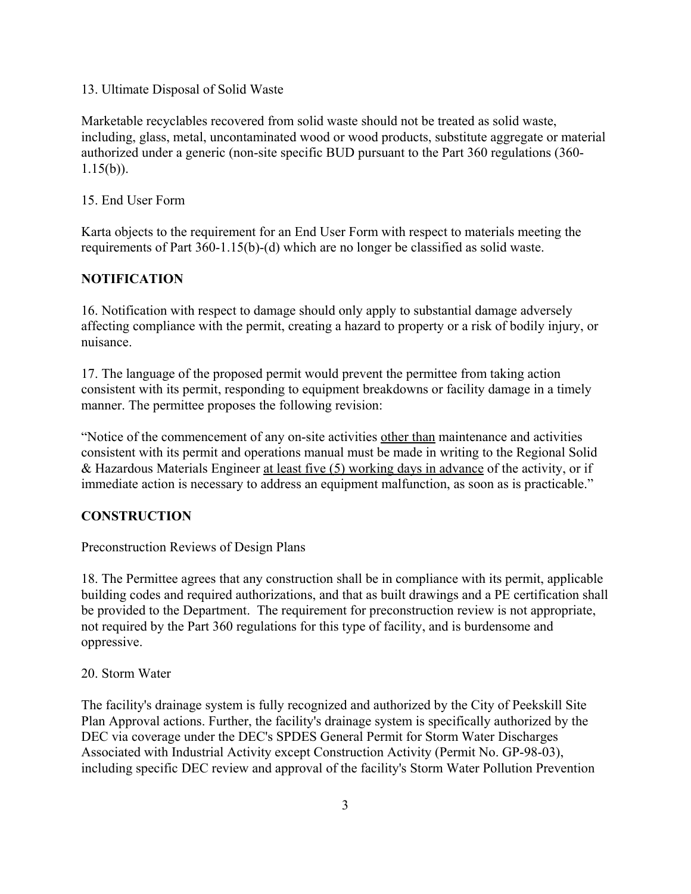13. Ultimate Disposal of Solid Waste

Marketable recyclables recovered from solid waste should not be treated as solid waste, including, glass, metal, uncontaminated wood or wood products, substitute aggregate or material authorized under a generic (non-site specific BUD pursuant to the Part 360 regulations (360-1.15(b)).

15. End User Form

Karta objects to the requirement for an End User Form with respect to materials meeting the requirements of Part 360-1.15(b)-(d) which are no longer be classified as solid waste.

**NOTIFICATION**

16. Notification with respect to damage should only apply to substantial damage adversely affecting compliance with the permit, creating a hazard to property or a risk of bodily injury, or nuisance.

17. The language of the proposed permit would prevent the permittee from taking action consistent with its permit, responding to equipment breakdowns or facility damage in a timely manner. The permittee proposes the following revision:

"Notice of the commencement of any on-site activities <u>other than</u> maintenance and activities consistent with its permit and operations manual must be made in writing to the Regional Solid & Hazardous Materials Engineer <u>at least five (5) working days in advance</u> of the activity, or if immediate action is necessary to address an equipment malfunction, as soon as is practicable."

**CONSTRUCTION**

Preconstruction Reviews of Design Plans

18. The Permittee agrees that any construction shall be in compliance with its permit, applicable building codes and required authorizations, and that as built drawings and a PE certification shall be provided to the Department. The requirement for preconstruction review is not appropriate, not required by the Part 360 regulations for this type of facility, and is burdensome and oppressive.

20. Storm Water

The facility's drainage system is fully recognized and authorized by the City of Peekskill Site Plan Approval actions. Further, the facility's drainage system is specifically authorized by the DEC via coverage under the DEC's SPDES General Permit for Storm Water Discharges Associated with Industrial Activity except Construction Activity (Permit No. GP-98-03), including specific DEC review and approval of the facility's Storm Water Pollution Prevention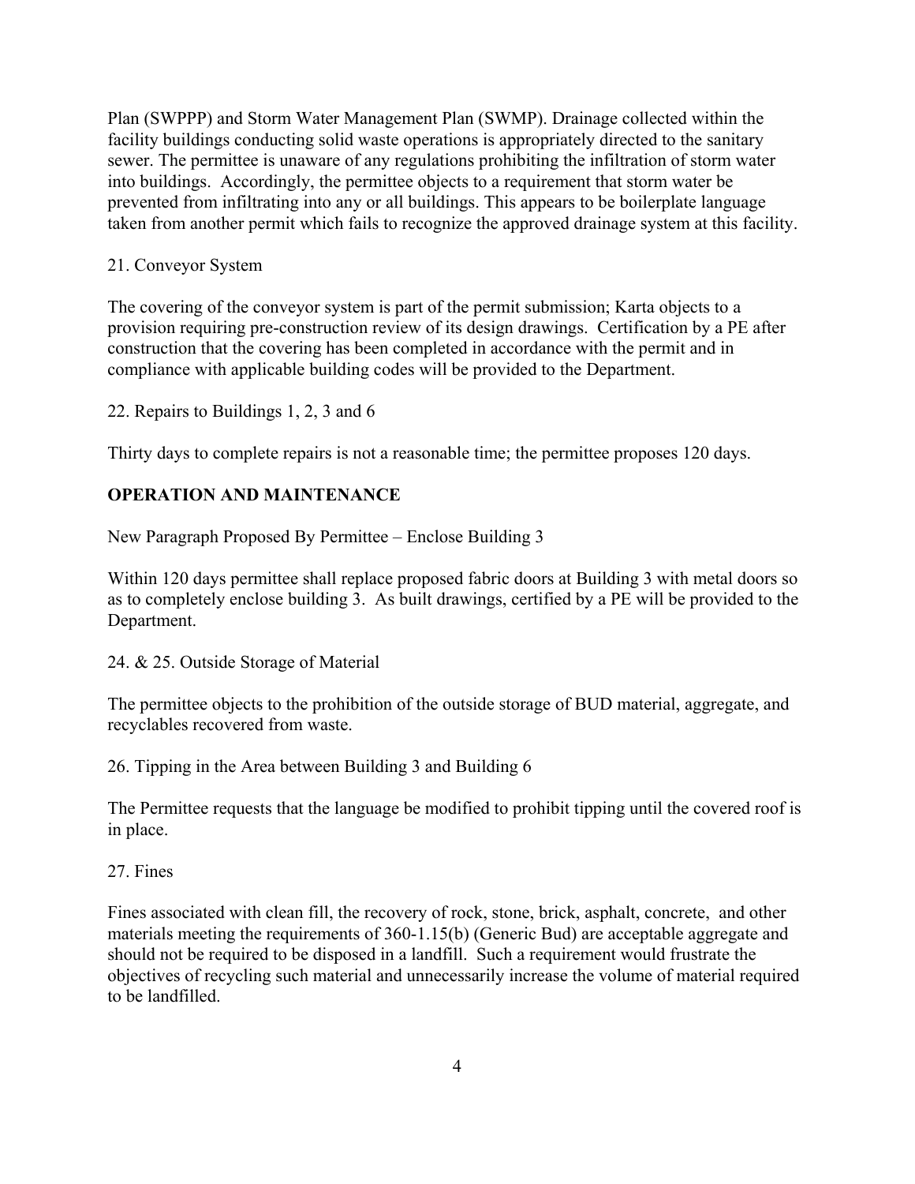Plan (SWPPP) and Storm Water Management Plan (SWMP). Drainage collected within the facility buildings conducting solid waste operations is appropriately directed to the sanitary sewer. The permittee is unaware of any regulations prohibiting the infiltration of storm water into buildings. Accordingly, the permittee objects to a requirement that storm water be prevented from infiltrating into any or all buildings. This appears to be boilerplate language taken from another permit which fails to recognize the approved drainage system at this facility.

21. Conveyor System

The covering of the conveyor system is part of the permit submission; Karta objects to a provision requiring pre-construction review of its design drawings. Certification by a PE after construction that the covering has been completed in accordance with the permit and in compliance with applicable building codes will be provided to the Department.

22. Repairs to Buildings 1, 2, 3 and 6

Thirty days to complete repairs is not a reasonable time; the permittee proposes 120 days.

**OPERATION AND MAINTENANCE**

New Paragraph Proposed By Permittee – Enclose Building 3

Within 120 days permittee shall replace proposed fabric doors at Building 3 with metal doors so as to completely enclose building 3. As built drawings, certified by a PE will be provided to the Department.

24. & 25. Outside Storage of Material

The permittee objects to the prohibition of the outside storage of BUD material, aggregate, and recyclables recovered from waste.

26. Tipping in the Area between Building 3 and Building 6

The Permittee requests that the language be modified to prohibit tipping until the covered roof is in place.

27. Fines

Fines associated with clean fill, the recovery of rock, stone, brick, asphalt, concrete, and other materials meeting the requirements of 360-1.15(b) (Generic Bud) are acceptable aggregate and should not be required to be disposed in a landfill. Such a requirement would frustrate the objectives of recycling such material and unnecessarily increase the volume of material required to be landfilled.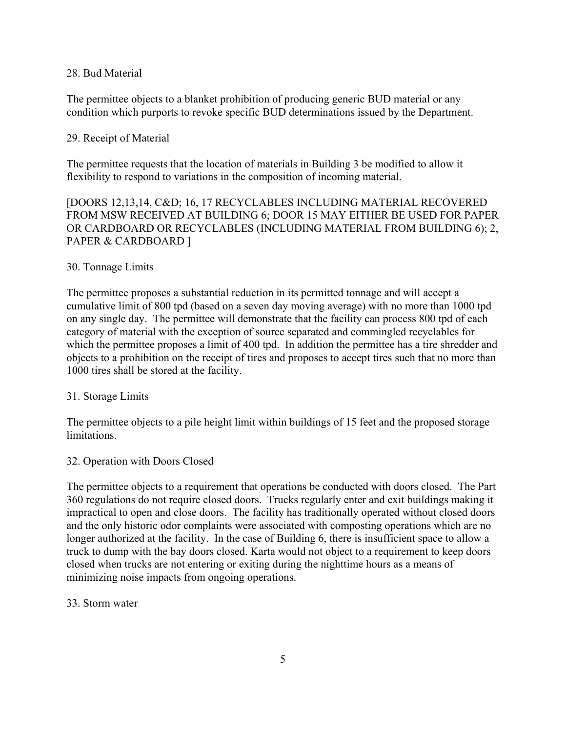28. Bud Material

The permittee objects to a blanket prohibition of producing generic BUD material or any condition which purports to revoke specific BUD determinations issued by the Department.

29. Receipt of Material

The permittee requests that the location of materials in Building 3 be modified to allow it flexibility to respond to variations in the composition of incoming material.

[DOORS 12,13,14, C&D; 16, 17 RECYCLABLES INCLUDING MATERIAL RECOVERED FROM MSW RECEIVED AT BUILDING 6; DOOR 15 MAY EITHER BE USED FOR PAPER OR CARDBOARD OR RECYCLABLES (INCLUDING MATERIAL FROM BUILDING 6); 2, PAPER & CARDBOARD ]

30. Tonnage Limits

The permittee proposes a substantial reduction in its permitted tonnage and will accept a cumulative limit of 800 tpd (based on a seven day moving average) with no more than 1000 tpd on any single day. The permittee will demonstrate that the facility can process 800 tpd of each category of material with the exception of source separated and commingled recyclables for which the permittee proposes a limit of 400 tpd. In addition the permittee has a tire shredder and objects to a prohibition on the receipt of tires and proposes to accept tires such that no more than 1000 tires shall be stored at the facility.

31. Storage Limits

The permittee objects to a pile height limit within buildings of 15 feet and the proposed storage limitations.

32. Operation with Doors Closed

The permittee objects to a requirement that operations be conducted with doors closed. The Part 360 regulations do not require closed doors. Trucks regularly enter and exit buildings making it impractical to open and close doors. The facility has traditionally operated without closed doors and the only historic odor complaints were associated with composting operations which are no longer authorized at the facility. In the case of Building 6, there is insufficient space to allow a truck to dump with the bay doors closed. Karta would not object to a requirement to keep doors closed when trucks are not entering or exiting during the nighttime hours as a means of minimizing noise impacts from ongoing operations.

33. Storm water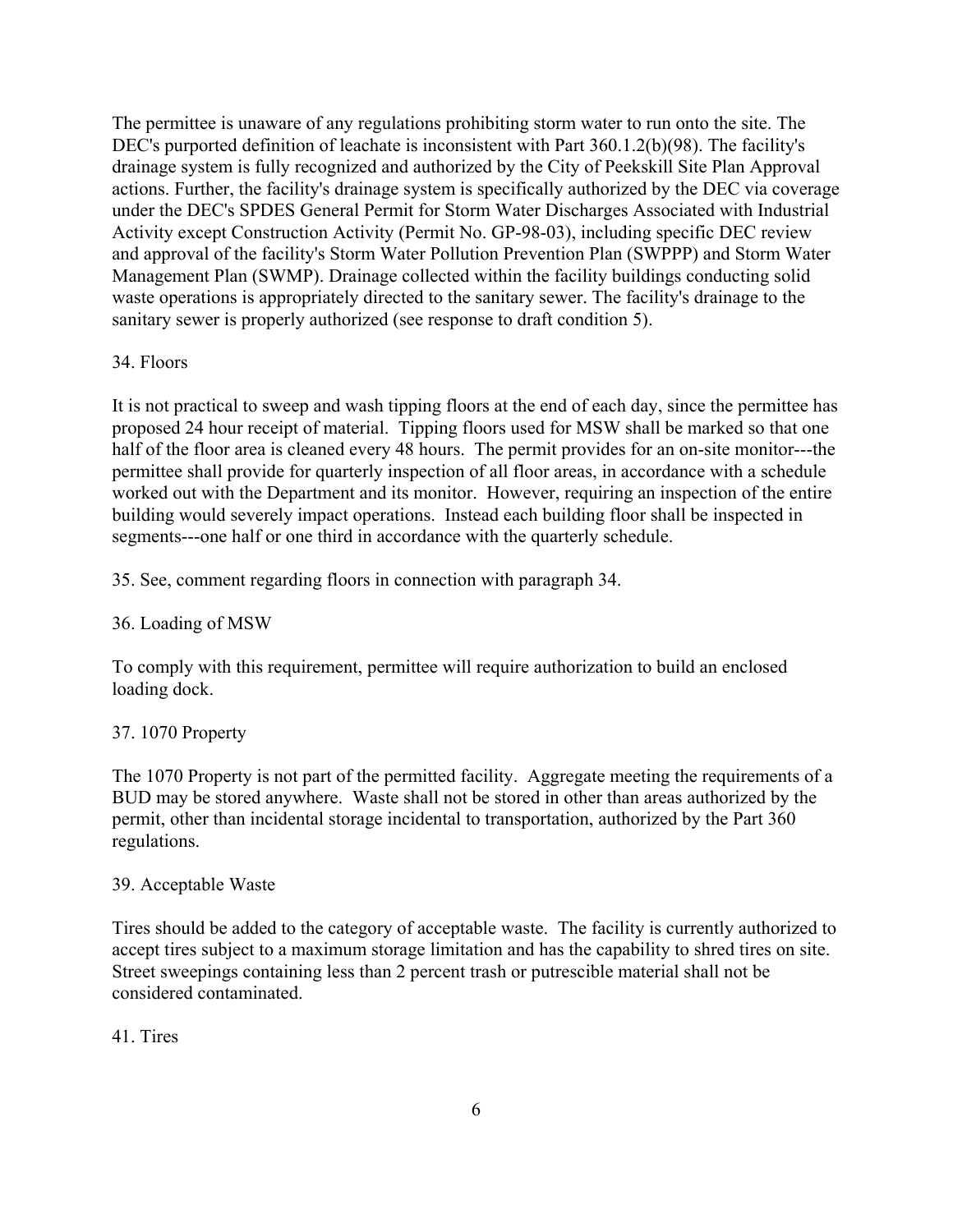The permittee is unaware of any regulations prohibiting storm water to run onto the site. The DEC's purported definition of leachate is inconsistent with Part 360.1.2(b)(98). The facility's drainage system is fully recognized and authorized by the City of Peekskill Site Plan Approval actions. Further, the facility's drainage system is specifically authorized by the DEC via coverage under the DEC's SPDES General Permit for Storm Water Discharges Associated with Industrial Activity except Construction Activity (Permit No. GP-98-03), including specific DEC review and approval of the facility's Storm Water Pollution Prevention Plan (SWPPP) and Storm Water Management Plan (SWMP). Drainage collected within the facility buildings conducting solid waste operations is appropriately directed to the sanitary sewer. The facility's drainage to the sanitary sewer is properly authorized (see response to draft condition 5).

34. Floors

It is not practical to sweep and wash tipping floors at the end of each day, since the permittee has proposed 24 hour receipt of material. Tipping floors used for MSW shall be marked so that one half of the floor area is cleaned every 48 hours. The permit provides for an on-site monitor---the permittee shall provide for quarterly inspection of all floor areas, in accordance with a schedule worked out with the Department and its monitor. However, requiring an inspection of the entire building would severely impact operations. Instead each building floor shall be inspected in segments---one half or one third in accordance with the quarterly schedule.

35. See, comment regarding floors in connection with paragraph 34.

36. Loading of MSW

To comply with this requirement, permittee will require authorization to build an enclosed loading dock.

37. 1070 Property

The 1070 Property is not part of the permitted facility. Aggregate meeting the requirements of a BUD may be stored anywhere. Waste shall not be stored in other than areas authorized by the permit, other than incidental storage incidental to transportation, authorized by the Part 360 regulations.

39. Acceptable Waste

Tires should be added to the category of acceptable waste. The facility is currently authorized to accept tires subject to a maximum storage limitation and has the capability to shred tires on site. Street sweepings containing less than 2 percent trash or putrescible material shall not be considered contaminated.

41. Tires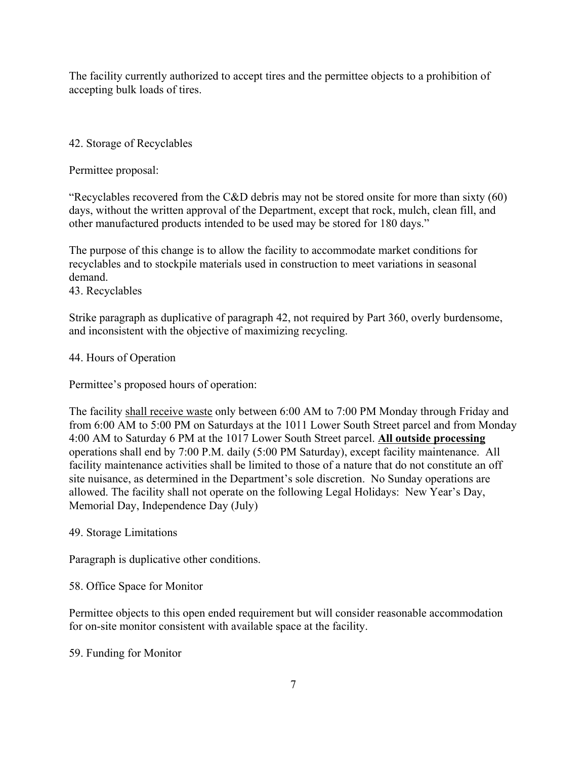The facility currently authorized to accept tires and the permittee objects to a prohibition of accepting bulk loads of tires.

42. Storage of Recyclables

Permittee proposal:

"Recyclables recovered from the C&D debris may not be stored onsite for more than sixty (60) days, without the written approval of the Department, except that rock, mulch, clean fill, and other manufactured products intended to be used may be stored for 180 days."

The purpose of this change is to allow the facility to accommodate market conditions for recyclables and to stockpile materials used in construction to meet variations in seasonal demand.

43. Recyclables

Strike paragraph as duplicative of paragraph 42, not required by Part 360, overly burdensome, and inconsistent with the objective of maximizing recycling.

44. Hours of Operation

Permittee's proposed hours of operation:

The facility <u>shall receive waste</u> only between 6:00 AM to 7:00 PM Monday through Friday and from 6:00 AM to 5:00 PM on Saturdays at the 1011 Lower South Street parcel and from Monday 4:00 AM to Saturday 6 PM at the 1017 Lower South Street parcel. **<u>All outside processing</u>** operations shall end by 7:00 P.M. daily (5:00 PM Saturday), except facility maintenance. All facility maintenance activities shall be limited to those of a nature that do not constitute an off site nuisance, as determined in the Department's sole discretion. No Sunday operations are allowed. The facility shall not operate on the following Legal Holidays: New Year's Day, Memorial Day, Independence Day (July)

49. Storage Limitations

Paragraph is duplicative other conditions.

58. Office Space for Monitor

Permittee objects to this open ended requirement but will consider reasonable accommodation for on-site monitor consistent with available space at the facility.

59. Funding for Monitor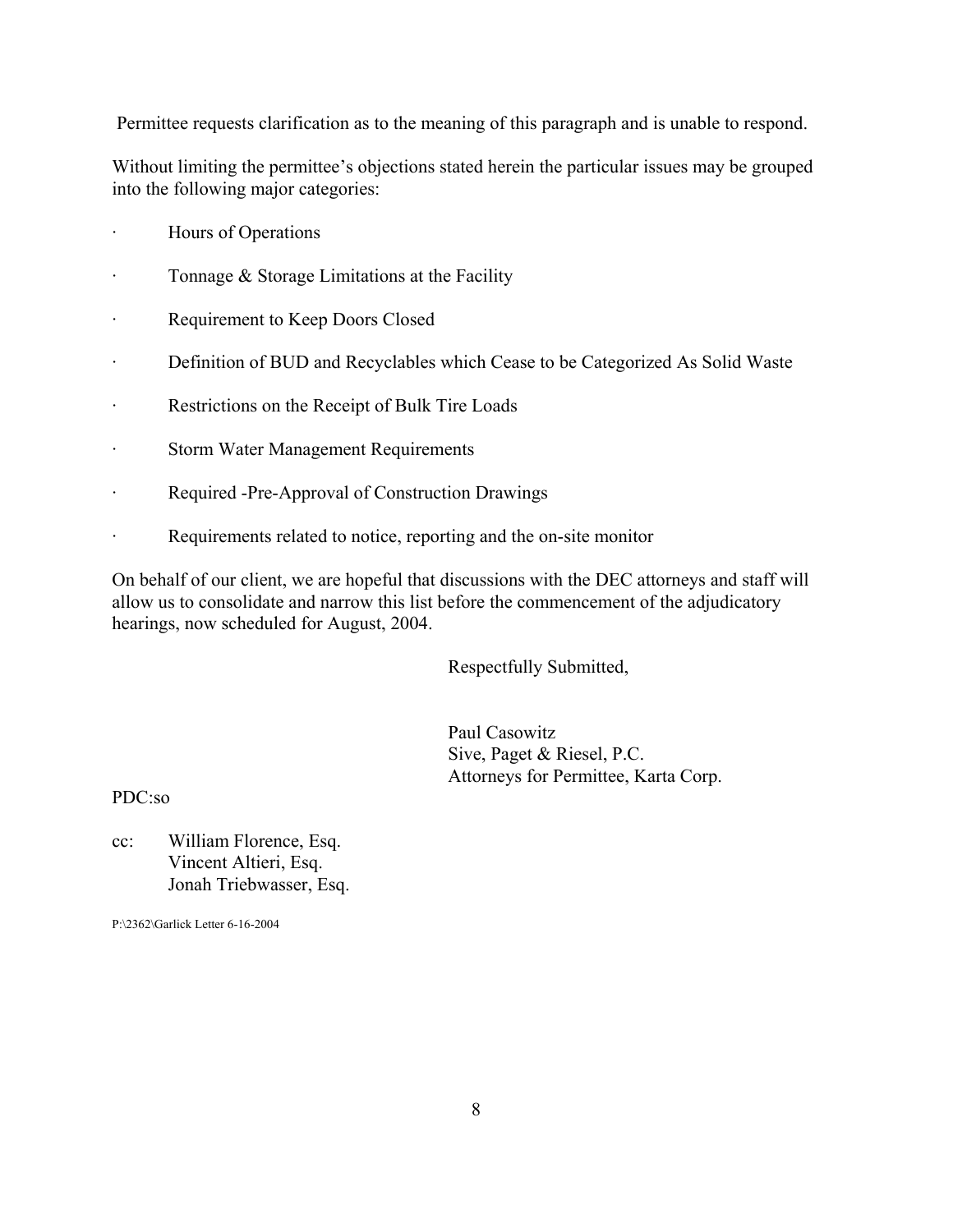Permittee requests clarification as to the meaning of this paragraph and is unable to respond.

Without limiting the permittee's objections stated herein the particular issues may be grouped into the following major categories:

- Hours of Operations
- Tonnage & Storage Limitations at the Facility
- Requirement to Keep Doors Closed
- Definition of BUD and Recyclables which Cease to be Categorized As Solid Waste
- Restrictions on the Receipt of Bulk Tire Loads
- Storm Water Management Requirements
- Required -Pre-Approval of Construction Drawings
- Requirements related to notice, reporting and the on-site monitor

On behalf of our client, we are hopeful that discussions with the DEC attorneys and staff will allow us to consolidate and narrow this list before the commencement of the adjudicatory hearings, now scheduled for August, 2004.

Respectfully Submitted,

Paul Casowitz
Sive, Paget & Riesel, P.C.
Attorneys for Permittee, Karta Corp.

PDC:so

cc: William Florence, Esq.
Vincent Altieri, Esq.
Jonah Triebwasser, Esq.

P:\2362\Garlick Letter 6-16-2004